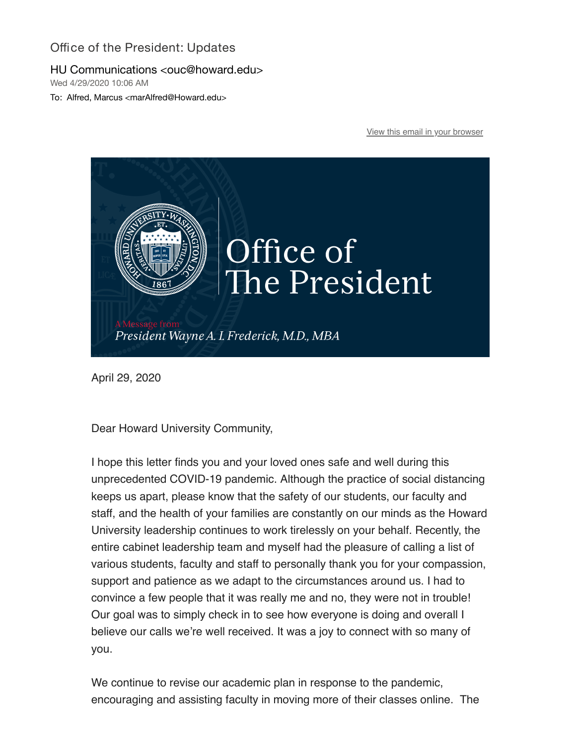# Office of the President: Updates

HU Communications <ouc@howard.edu>
Wed 4/29/2020 10:06 AM
To: Alfred, Marcus <marAlfred@Howard.edu>

View this email in your browser

Office of The President

A Message from
*President Wayne A. I. Frederick, M.D., MBA*

April 29, 2020

Dear Howard University Community,

I hope this letter finds you and your loved ones safe and well during this unprecedented COVID-19 pandemic. Although the practice of social distancing keeps us apart, please know that the safety of our students, our faculty and staff, and the health of your families are constantly on our minds as the Howard University leadership continues to work tirelessly on your behalf. Recently, the entire cabinet leadership team and myself had the pleasure of calling a list of various students, faculty and staff to personally thank you for your compassion, support and patience as we adapt to the circumstances around us. I had to convince a few people that it was really me and no, they were not in trouble! Our goal was to simply check in to see how everyone is doing and overall I believe our calls we're well received. It was a joy to connect with so many of you.

We continue to revise our academic plan in response to the pandemic, encouraging and assisting faculty in moving more of their classes online. The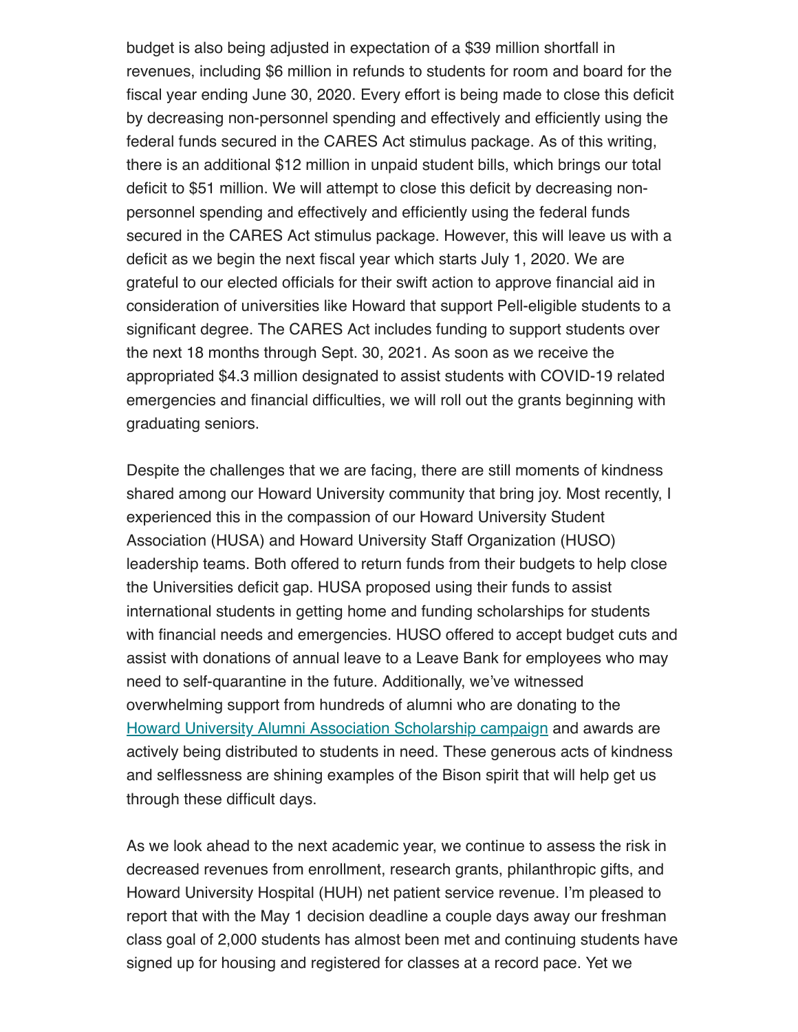budget is also being adjusted in expectation of a $39 million shortfall in revenues, including $6 million in refunds to students for room and board for the fiscal year ending June 30, 2020. Every effort is being made to close this deficit by decreasing non-personnel spending and effectively and efficiently using the federal funds secured in the CARES Act stimulus package. As of this writing, there is an additional $12 million in unpaid student bills, which brings our total deficit to $51 million. We will attempt to close this deficit by decreasing non-personnel spending and effectively and efficiently using the federal funds secured in the CARES Act stimulus package. However, this will leave us with a deficit as we begin the next fiscal year which starts July 1, 2020. We are grateful to our elected officials for their swift action to approve financial aid in consideration of universities like Howard that support Pell-eligible students to a significant degree. The CARES Act includes funding to support students over the next 18 months through Sept. 30, 2021. As soon as we receive the appropriated $4.3 million designated to assist students with COVID-19 related emergencies and financial difficulties, we will roll out the grants beginning with graduating seniors.

Despite the challenges that we are facing, there are still moments of kindness shared among our Howard University community that bring joy. Most recently, I experienced this in the compassion of our Howard University Student Association (HUSA) and Howard University Staff Organization (HUSO) leadership teams. Both offered to return funds from their budgets to help close the Universities deficit gap. HUSA proposed using their funds to assist international students in getting home and funding scholarships for students with financial needs and emergencies. HUSO offered to accept budget cuts and assist with donations of annual leave to a Leave Bank for employees who may need to self-quarantine in the future. Additionally, we've witnessed overwhelming support from hundreds of alumni who are donating to the Howard University Alumni Association Scholarship campaign and awards are actively being distributed to students in need. These generous acts of kindness and selflessness are shining examples of the Bison spirit that will help get us through these difficult days.

As we look ahead to the next academic year, we continue to assess the risk in decreased revenues from enrollment, research grants, philanthropic gifts, and Howard University Hospital (HUH) net patient service revenue. I'm pleased to report that with the May 1 decision deadline a couple days away our freshman class goal of 2,000 students has almost been met and continuing students have signed up for housing and registered for classes at a record pace. Yet we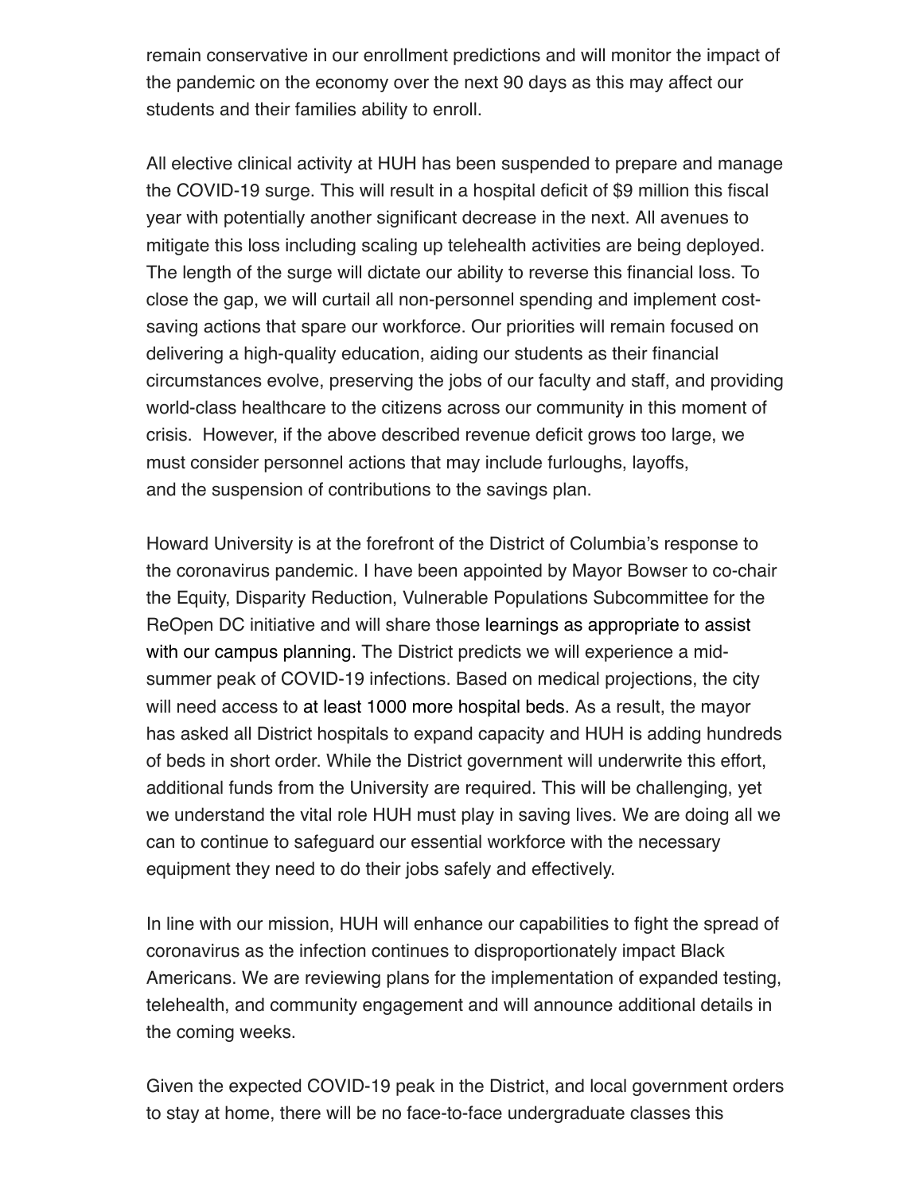remain conservative in our enrollment predictions and will monitor the impact of the pandemic on the economy over the next 90 days as this may affect our students and their families ability to enroll.

All elective clinical activity at HUH has been suspended to prepare and manage the COVID-19 surge. This will result in a hospital deficit of $9 million this fiscal year with potentially another significant decrease in the next. All avenues to mitigate this loss including scaling up telehealth activities are being deployed. The length of the surge will dictate our ability to reverse this financial loss. To close the gap, we will curtail all non-personnel spending and implement cost-saving actions that spare our workforce. Our priorities will remain focused on delivering a high-quality education, aiding our students as their financial circumstances evolve, preserving the jobs of our faculty and staff, and providing world-class healthcare to the citizens across our community in this moment of crisis. However, if the above described revenue deficit grows too large, we must consider personnel actions that may include furloughs, layoffs, and the suspension of contributions to the savings plan.

Howard University is at the forefront of the District of Columbia's response to the coronavirus pandemic. I have been appointed by Mayor Bowser to co-chair the Equity, Disparity Reduction, Vulnerable Populations Subcommittee for the ReOpen DC initiative and will share those learnings as appropriate to assist with our campus planning. The District predicts we will experience a mid-summer peak of COVID-19 infections. Based on medical projections, the city will need access to at least 1000 more hospital beds. As a result, the mayor has asked all District hospitals to expand capacity and HUH is adding hundreds of beds in short order. While the District government will underwrite this effort, additional funds from the University are required. This will be challenging, yet we understand the vital role HUH must play in saving lives. We are doing all we can to continue to safeguard our essential workforce with the necessary equipment they need to do their jobs safely and effectively.

In line with our mission, HUH will enhance our capabilities to fight the spread of coronavirus as the infection continues to disproportionately impact Black Americans. We are reviewing plans for the implementation of expanded testing, telehealth, and community engagement and will announce additional details in the coming weeks.

Given the expected COVID-19 peak in the District, and local government orders to stay at home, there will be no face-to-face undergraduate classes this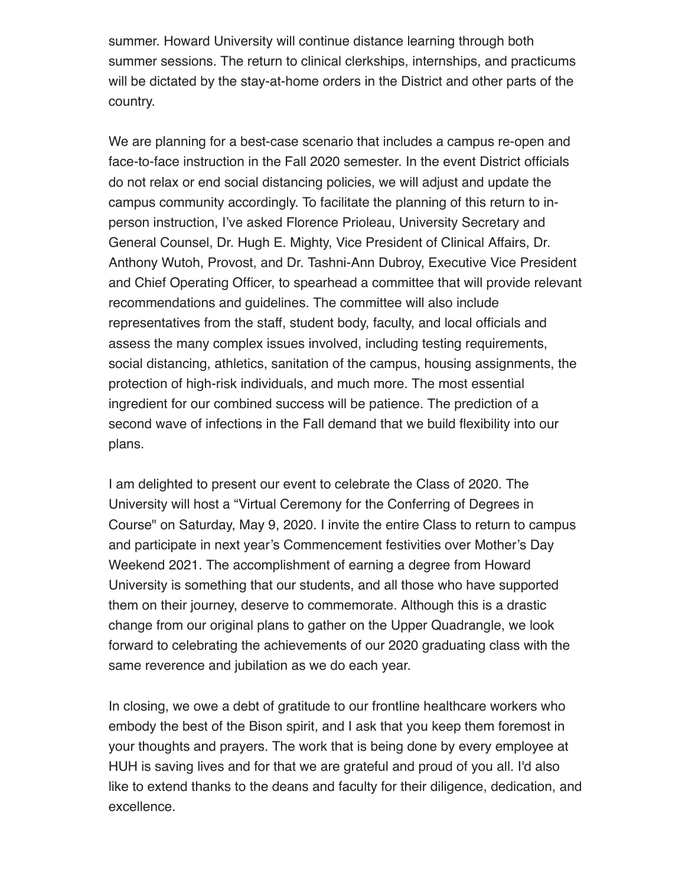summer. Howard University will continue distance learning through both summer sessions. The return to clinical clerkships, internships, and practicums will be dictated by the stay-at-home orders in the District and other parts of the country.

We are planning for a best-case scenario that includes a campus re-open and face-to-face instruction in the Fall 2020 semester. In the event District officials do not relax or end social distancing policies, we will adjust and update the campus community accordingly. To facilitate the planning of this return to in-person instruction, I've asked Florence Prioleau, University Secretary and General Counsel, Dr. Hugh E. Mighty, Vice President of Clinical Affairs, Dr. Anthony Wutoh, Provost, and Dr. Tashni-Ann Dubroy, Executive Vice President and Chief Operating Officer, to spearhead a committee that will provide relevant recommendations and guidelines. The committee will also include representatives from the staff, student body, faculty, and local officials and assess the many complex issues involved, including testing requirements, social distancing, athletics, sanitation of the campus, housing assignments, the protection of high-risk individuals, and much more. The most essential ingredient for our combined success will be patience. The prediction of a second wave of infections in the Fall demand that we build flexibility into our plans.

I am delighted to present our event to celebrate the Class of 2020. The University will host a "Virtual Ceremony for the Conferring of Degrees in Course" on Saturday, May 9, 2020. I invite the entire Class to return to campus and participate in next year's Commencement festivities over Mother's Day Weekend 2021. The accomplishment of earning a degree from Howard University is something that our students, and all those who have supported them on their journey, deserve to commemorate. Although this is a drastic change from our original plans to gather on the Upper Quadrangle, we look forward to celebrating the achievements of our 2020 graduating class with the same reverence and jubilation as we do each year.

In closing, we owe a debt of gratitude to our frontline healthcare workers who embody the best of the Bison spirit, and I ask that you keep them foremost in your thoughts and prayers. The work that is being done by every employee at HUH is saving lives and for that we are grateful and proud of you all. I'd also like to extend thanks to the deans and faculty for their diligence, dedication, and excellence.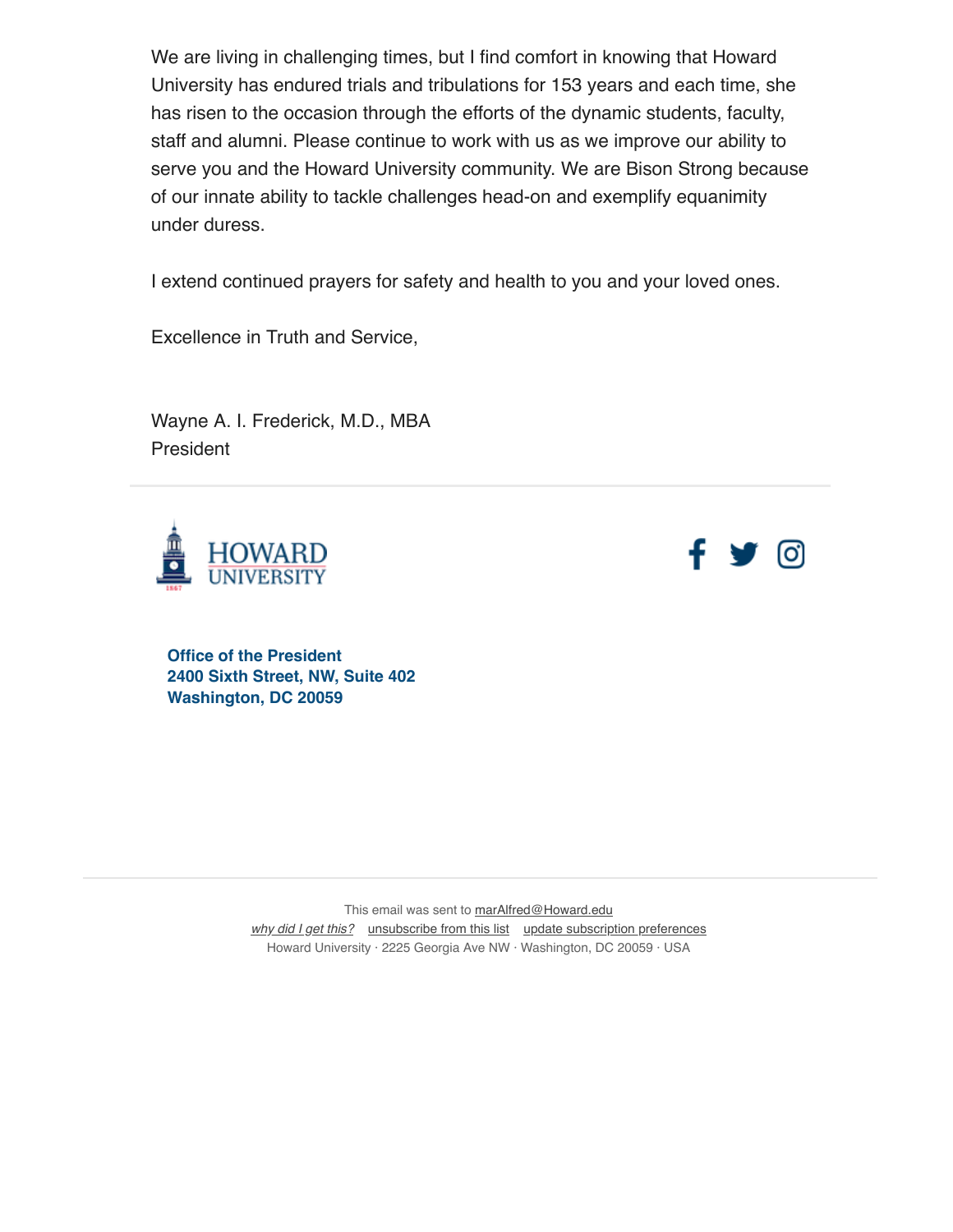We are living in challenging times, but I find comfort in knowing that Howard University has endured trials and tribulations for 153 years and each time, she has risen to the occasion through the efforts of the dynamic students, faculty, staff and alumni. Please continue to work with us as we improve our ability to serve you and the Howard University community. We are Bison Strong because of our innate ability to tackle challenges head-on and exemplify equanimity under duress.

I extend continued prayers for safety and health to you and your loved ones.

Excellence in Truth and Service,

Wayne A. I. Frederick, M.D., MBA
President

---

HOWARD UNIVERSITY

**Office of the President**
**2400 Sixth Street, NW, Suite 402**
**Washington, DC 20059**

---

This email was sent to marAlfred@Howard.edu
*why did I get this?* unsubscribe from this list update subscription preferences
Howard University · 2225 Georgia Ave NW · Washington, DC 20059 · USA